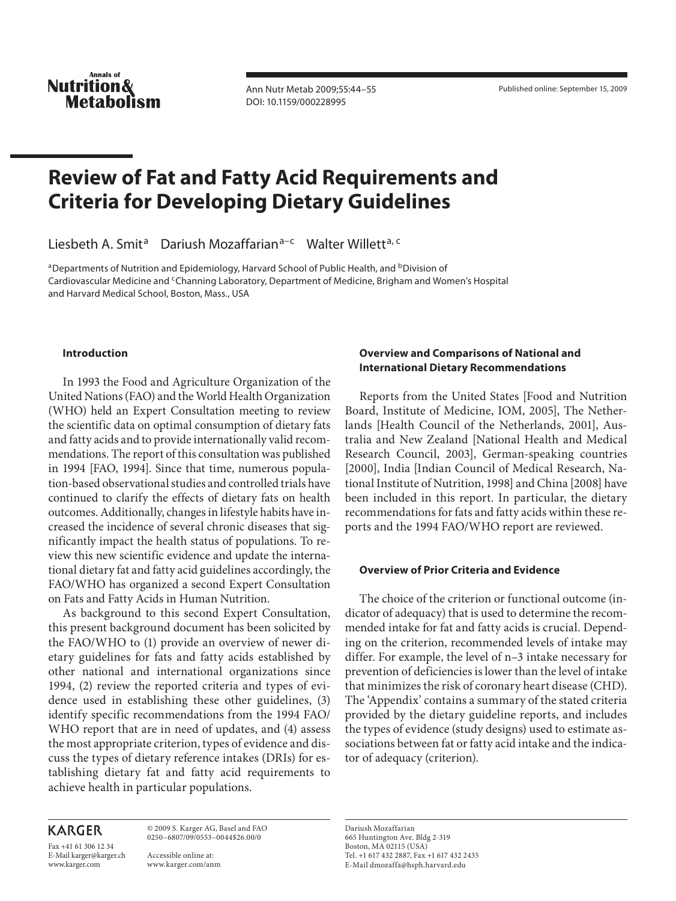# Review of Fat and Fatty Acid Requirements and Criteria for Developing Dietary Guidelines

Liesbeth A. Smit[a] Dariush Mozaffarian[a–c] Walter Willett[a, c]

[a]Departments of Nutrition and Epidemiology, Harvard School of Public Health, and [b]Division of Cardiovascular Medicine and [c]Channing Laboratory, Department of Medicine, Brigham and Women's Hospital and Harvard Medical School, Boston, Mass., USA

## Introduction

In 1993 the Food and Agriculture Organization of the United Nations (FAO) and the World Health Organization (WHO) held an Expert Consultation meeting to review the scientific data on optimal consumption of dietary fats and fatty acids and to provide internationally valid recommendations. The report of this consultation was published in 1994 [FAO, 1994]. Since that time, numerous population-based observational studies and controlled trials have continued to clarify the effects of dietary fats on health outcomes. Additionally, changes in lifestyle habits have increased the incidence of several chronic diseases that significantly impact the health status of populations. To review this new scientific evidence and update the international dietary fat and fatty acid guidelines accordingly, the FAO/WHO has organized a second Expert Consultation on Fats and Fatty Acids in Human Nutrition.

As background to this second Expert Consultation, this present background document has been solicited by the FAO/WHO to (1) provide an overview of newer dietary guidelines for fats and fatty acids established by other national and international organizations since 1994, (2) review the reported criteria and types of evidence used in establishing these other guidelines, (3) identify specific recommendations from the 1994 FAO/WHO report that are in need of updates, and (4) assess the most appropriate criterion, types of evidence and discuss the types of dietary reference intakes (DRIs) for establishing dietary fat and fatty acid requirements to achieve health in particular populations.

## Overview and Comparisons of National and International Dietary Recommendations

Reports from the United States [Food and Nutrition Board, Institute of Medicine, IOM, 2005], The Netherlands [Health Council of the Netherlands, 2001], Australia and New Zealand [National Health and Medical Research Council, 2003], German-speaking countries [2000], India [Indian Council of Medical Research, National Institute of Nutrition, 1998] and China [2008] have been included in this report. In particular, the dietary recommendations for fats and fatty acids within these reports and the 1994 FAO/WHO report are reviewed.

## Overview of Prior Criteria and Evidence

The choice of the criterion or functional outcome (indicator of adequacy) that is used to determine the recommended intake for fat and fatty acids is crucial. Depending on the criterion, recommended levels of intake may differ. For example, the level of n–3 intake necessary for prevention of deficiencies is lower than the level of intake that minimizes the risk of coronary heart disease (CHD). The 'Appendix' contains a summary of the stated criteria provided by the dietary guideline reports, and includes the types of evidence (study designs) used to estimate associations between fat or fatty acid intake and the indicator of adequacy (criterion).

© 2009 S. Karger AG, Basel and FAO
0250–6807/09/0553–0044$26.00/0

Accessible online at:
www.karger.com/anm

Dariush Mozaffarian
665 Huntington Ave. Bldg 2-319
Boston, MA 02115 (USA)
Tel. +1 617 432 2887, Fax +1 617 432 2435
E-Mail dmozaffa@hsph.harvard.edu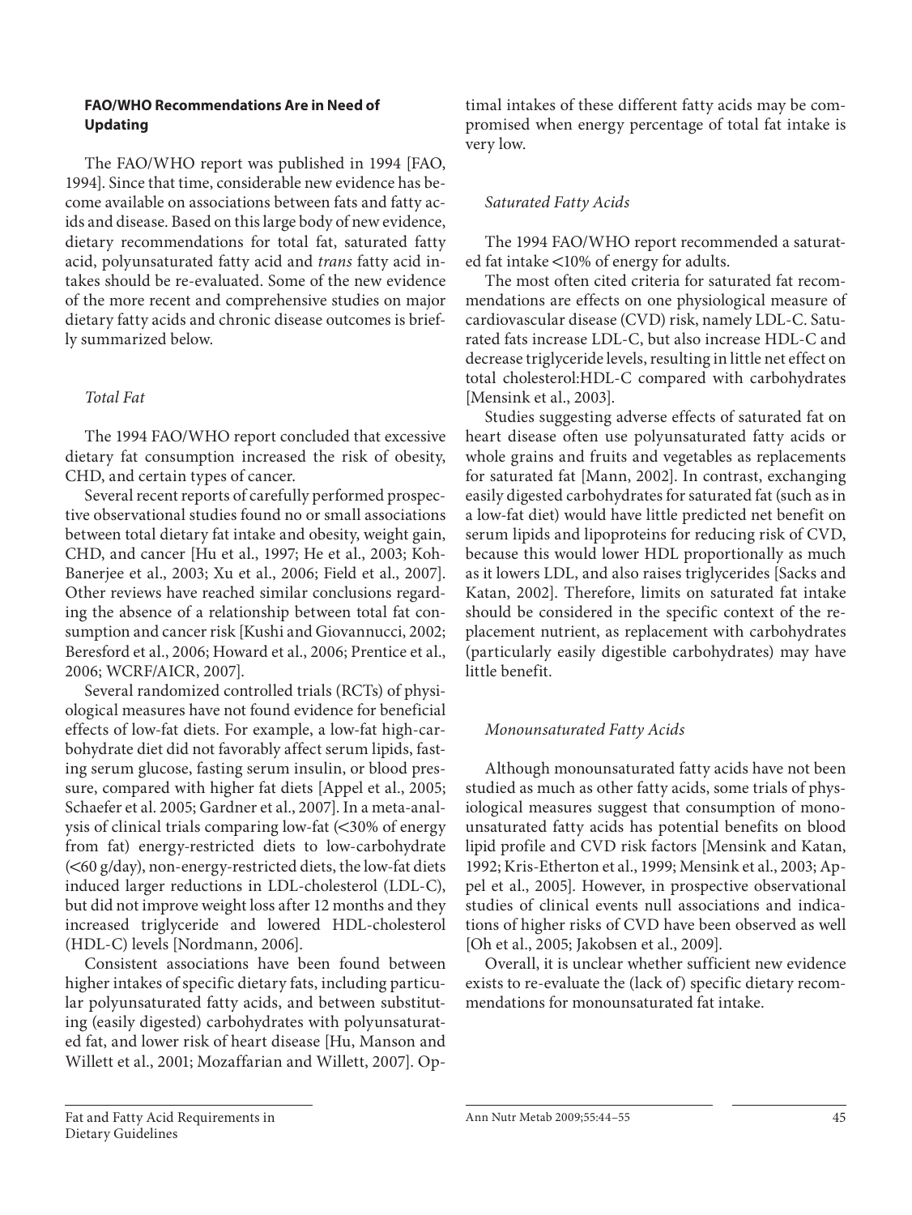### FAO/WHO Recommendations Are in Need of Updating

The FAO/WHO report was published in 1994 [FAO, 1994]. Since that time, considerable new evidence has become available on associations between fats and fatty acids and disease. Based on this large body of new evidence, dietary recommendations for total fat, saturated fatty acid, polyunsaturated fatty acid and *trans* fatty acid intakes should be re-evaluated. Some of the new evidence of the more recent and comprehensive studies on major dietary fatty acids and chronic disease outcomes is briefly summarized below.

#### *Total Fat*

The 1994 FAO/WHO report concluded that excessive dietary fat consumption increased the risk of obesity, CHD, and certain types of cancer.

Several recent reports of carefully performed prospective observational studies found no or small associations between total dietary fat intake and obesity, weight gain, CHD, and cancer [Hu et al., 1997; He et al., 2003; Koh-Banerjee et al., 2003; Xu et al., 2006; Field et al., 2007]. Other reviews have reached similar conclusions regarding the absence of a relationship between total fat consumption and cancer risk [Kushi and Giovannucci, 2002; Beresford et al., 2006; Howard et al., 2006; Prentice et al., 2006; WCRF/AICR, 2007].

Several randomized controlled trials (RCTs) of physiological measures have not found evidence for beneficial effects of low-fat diets. For example, a low-fat high-carbohydrate diet did not favorably affect serum lipids, fasting serum glucose, fasting serum insulin, or blood pressure, compared with higher fat diets [Appel et al., 2005; Schaefer et al. 2005; Gardner et al., 2007]. In a meta-analysis of clinical trials comparing low-fat (<30% of energy from fat) energy-restricted diets to low-carbohydrate (<60 g/day), non-energy-restricted diets, the low-fat diets induced larger reductions in LDL-cholesterol (LDL-C), but did not improve weight loss after 12 months and they increased triglyceride and lowered HDL-cholesterol (HDL-C) levels [Nordmann, 2006].

Consistent associations have been found between higher intakes of specific dietary fats, including particular polyunsaturated fatty acids, and between substituting (easily digested) carbohydrates with polyunsaturated fat, and lower risk of heart disease [Hu, Manson and Willett et al., 2001; Mozaffarian and Willett, 2007]. Optimal intakes of these different fatty acids may be compromised when energy percentage of total fat intake is very low.

#### *Saturated Fatty Acids*

The 1994 FAO/WHO report recommended a saturated fat intake <10% of energy for adults.

The most often cited criteria for saturated fat recommendations are effects on one physiological measure of cardiovascular disease (CVD) risk, namely LDL-C. Saturated fats increase LDL-C, but also increase HDL-C and decrease triglyceride levels, resulting in little net effect on total cholesterol:HDL-C compared with carbohydrates [Mensink et al., 2003].

Studies suggesting adverse effects of saturated fat on heart disease often use polyunsaturated fatty acids or whole grains and fruits and vegetables as replacements for saturated fat [Mann, 2002]. In contrast, exchanging easily digested carbohydrates for saturated fat (such as in a low-fat diet) would have little predicted net benefit on serum lipids and lipoproteins for reducing risk of CVD, because this would lower HDL proportionally as much as it lowers LDL, and also raises triglycerides [Sacks and Katan, 2002]. Therefore, limits on saturated fat intake should be considered in the specific context of the replacement nutrient, as replacement with carbohydrates (particularly easily digestible carbohydrates) may have little benefit.

#### *Monounsaturated Fatty Acids*

Although monounsaturated fatty acids have not been studied as much as other fatty acids, some trials of physiological measures suggest that consumption of monounsaturated fatty acids has potential benefits on blood lipid profile and CVD risk factors [Mensink and Katan, 1992; Kris-Etherton et al., 1999; Mensink et al., 2003; Appel et al., 2005]. However, in prospective observational studies of clinical events null associations and indications of higher risks of CVD have been observed as well [Oh et al., 2005; Jakobsen et al., 2009].

Overall, it is unclear whether sufficient new evidence exists to re-evaluate the (lack of) specific dietary recommendations for monounsaturated fat intake.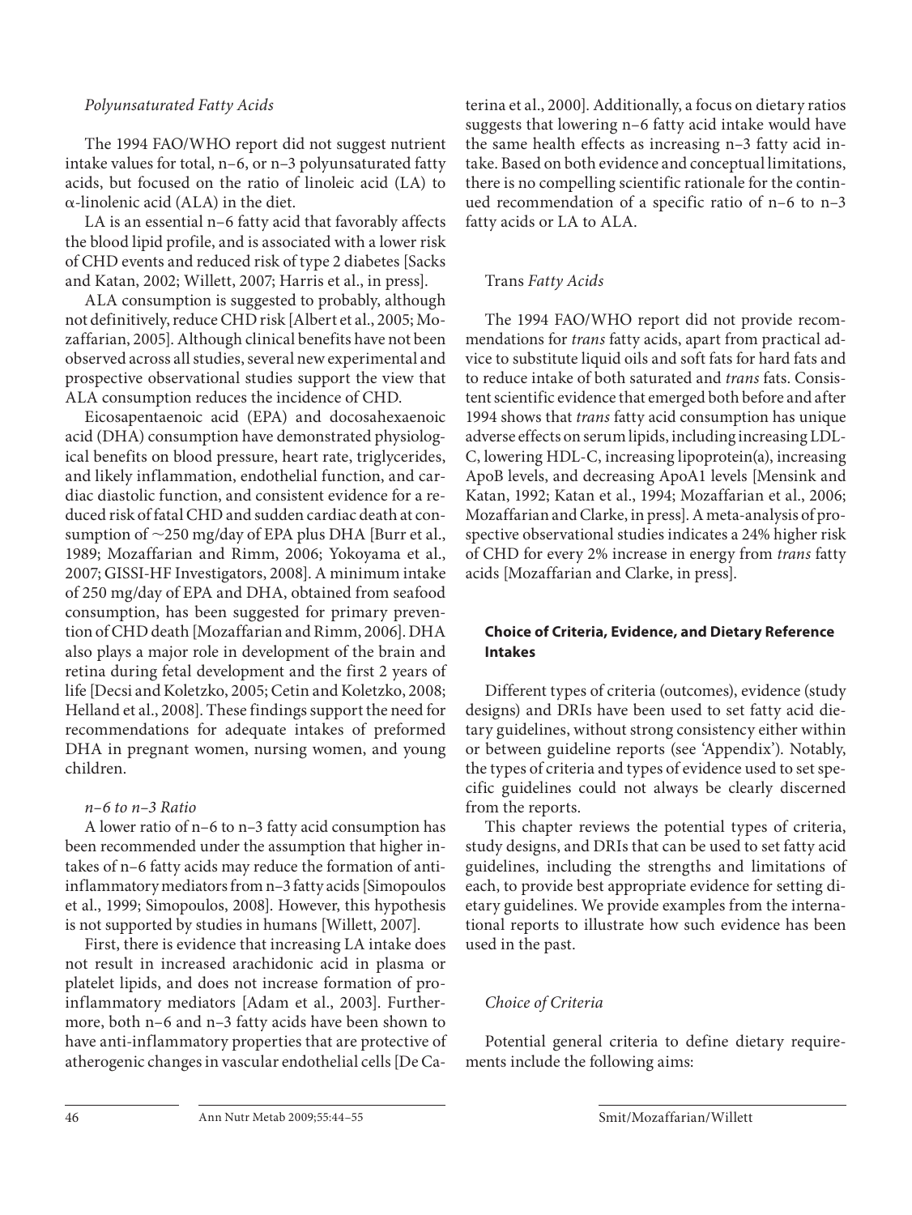### *Polyunsaturated Fatty Acids*

The 1994 FAO/WHO report did not suggest nutrient intake values for total, n–6, or n–3 polyunsaturated fatty acids, but focused on the ratio of linoleic acid (LA) to α-linolenic acid (ALA) in the diet.

LA is an essential n–6 fatty acid that favorably affects the blood lipid profile, and is associated with a lower risk of CHD events and reduced risk of type 2 diabetes [Sacks and Katan, 2002; Willett, 2007; Harris et al., in press].

ALA consumption is suggested to probably, although not definitively, reduce CHD risk [Albert et al., 2005; Mozaffarian, 2005]. Although clinical benefits have not been observed across all studies, several new experimental and prospective observational studies support the view that ALA consumption reduces the incidence of CHD.

Eicosapentaenoic acid (EPA) and docosahexaenoic acid (DHA) consumption have demonstrated physiological benefits on blood pressure, heart rate, triglycerides, and likely inflammation, endothelial function, and cardiac diastolic function, and consistent evidence for a reduced risk of fatal CHD and sudden cardiac death at consumption of ~250 mg/day of EPA plus DHA [Burr et al., 1989; Mozaffarian and Rimm, 2006; Yokoyama et al., 2007; GISSI-HF Investigators, 2008]. A minimum intake of 250 mg/day of EPA and DHA, obtained from seafood consumption, has been suggested for primary prevention of CHD death [Mozaffarian and Rimm, 2006]. DHA also plays a major role in development of the brain and retina during fetal development and the first 2 years of life [Decsi and Koletzko, 2005; Cetin and Koletzko, 2008; Helland et al., 2008]. These findings support the need for recommendations for adequate intakes of preformed DHA in pregnant women, nursing women, and young children.

#### *n–6 to n–3 Ratio*

A lower ratio of n–6 to n–3 fatty acid consumption has been recommended under the assumption that higher intakes of n–6 fatty acids may reduce the formation of anti-inflammatory mediators from n–3 fatty acids [Simopoulos et al., 1999; Simopoulos, 2008]. However, this hypothesis is not supported by studies in humans [Willett, 2007].

First, there is evidence that increasing LA intake does not result in increased arachidonic acid in plasma or platelet lipids, and does not increase formation of pro-inflammatory mediators [Adam et al., 2003]. Furthermore, both n–6 and n–3 fatty acids have been shown to have anti-inflammatory properties that are protective of atherogenic changes in vascular endothelial cells [De Caterina et al., 2000]. Additionally, a focus on dietary ratios suggests that lowering n–6 fatty acid intake would have the same health effects as increasing n–3 fatty acid intake. Based on both evidence and conceptual limitations, there is no compelling scientific rationale for the continued recommendation of a specific ratio of n–6 to n–3 fatty acids or LA to ALA.

### *Trans Fatty Acids*

The 1994 FAO/WHO report did not provide recommendations for *trans* fatty acids, apart from practical advice to substitute liquid oils and soft fats for hard fats and to reduce intake of both saturated and *trans* fats. Consistent scientific evidence that emerged both before and after 1994 shows that *trans* fatty acid consumption has unique adverse effects on serum lipids, including increasing LDL-C, lowering HDL-C, increasing lipoprotein(a), increasing ApoB levels, and decreasing ApoA1 levels [Mensink and Katan, 1992; Katan et al., 1994; Mozaffarian et al., 2006; Mozaffarian and Clarke, in press]. A meta-analysis of prospective observational studies indicates a 24% higher risk of CHD for every 2% increase in energy from *trans* fatty acids [Mozaffarian and Clarke, in press].

## **Choice of Criteria, Evidence, and Dietary Reference Intakes**

Different types of criteria (outcomes), evidence (study designs) and DRIs have been used to set fatty acid dietary guidelines, without strong consistency either within or between guideline reports (see 'Appendix'). Notably, the types of criteria and types of evidence used to set specific guidelines could not always be clearly discerned from the reports.

This chapter reviews the potential types of criteria, study designs, and DRIs that can be used to set fatty acid guidelines, including the strengths and limitations of each, to provide best appropriate evidence for setting dietary guidelines. We provide examples from the international reports to illustrate how such evidence has been used in the past.

### *Choice of Criteria*

Potential general criteria to define dietary requirements include the following aims: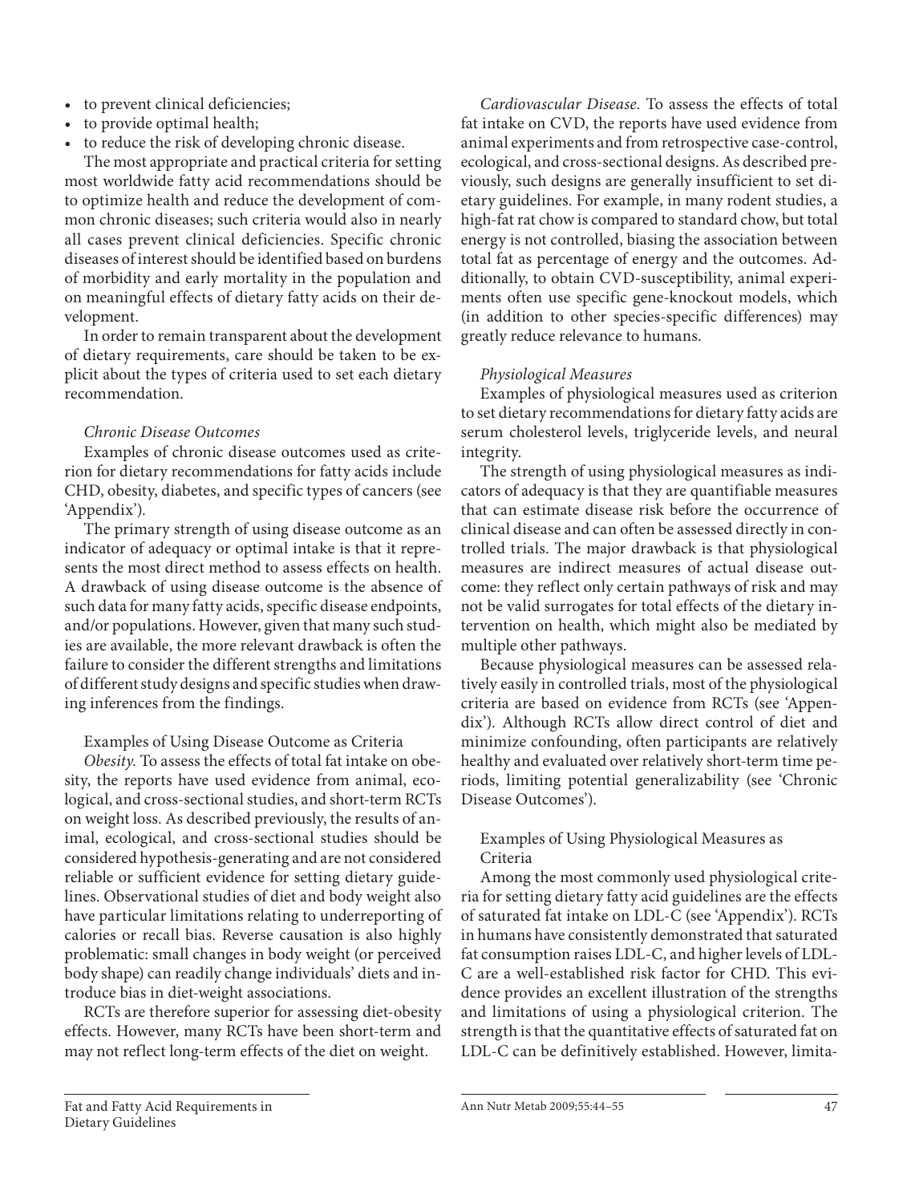- to prevent clinical deficiencies;
- to provide optimal health;
- to reduce the risk of developing chronic disease.

The most appropriate and practical criteria for setting most worldwide fatty acid recommendations should be to optimize health and reduce the development of common chronic diseases; such criteria would also in nearly all cases prevent clinical deficiencies. Specific chronic diseases of interest should be identified based on burdens of morbidity and early mortality in the population and on meaningful effects of dietary fatty acids on their development.

In order to remain transparent about the development of dietary requirements, care should be taken to be explicit about the types of criteria used to set each dietary recommendation.

*Chronic Disease Outcomes*

Examples of chronic disease outcomes used as criterion for dietary recommendations for fatty acids include CHD, obesity, diabetes, and specific types of cancers (see 'Appendix').

The primary strength of using disease outcome as an indicator of adequacy or optimal intake is that it represents the most direct method to assess effects on health. A drawback of using disease outcome is the absence of such data for many fatty acids, specific disease endpoints, and/or populations. However, given that many such studies are available, the more relevant drawback is often the failure to consider the different strengths and limitations of different study designs and specific studies when drawing inferences from the findings.

Examples of Using Disease Outcome as Criteria

*Obesity.* To assess the effects of total fat intake on obesity, the reports have used evidence from animal, ecological, and cross-sectional studies, and short-term RCTs on weight loss. As described previously, the results of animal, ecological, and cross-sectional studies should be considered hypothesis-generating and are not considered reliable or sufficient evidence for setting dietary guidelines. Observational studies of diet and body weight also have particular limitations relating to underreporting of calories or recall bias. Reverse causation is also highly problematic: small changes in body weight (or perceived body shape) can readily change individuals' diets and introduce bias in diet-weight associations.

RCTs are therefore superior for assessing diet-obesity effects. However, many RCTs have been short-term and may not reflect long-term effects of the diet on weight.

*Cardiovascular Disease.* To assess the effects of total fat intake on CVD, the reports have used evidence from animal experiments and from retrospective case-control, ecological, and cross-sectional designs. As described previously, such designs are generally insufficient to set dietary guidelines. For example, in many rodent studies, a high-fat rat chow is compared to standard chow, but total energy is not controlled, biasing the association between total fat as percentage of energy and the outcomes. Additionally, to obtain CVD-susceptibility, animal experiments often use specific gene-knockout models, which (in addition to other species-specific differences) may greatly reduce relevance to humans.

*Physiological Measures*

Examples of physiological measures used as criterion to set dietary recommendations for dietary fatty acids are serum cholesterol levels, triglyceride levels, and neural integrity.

The strength of using physiological measures as indicators of adequacy is that they are quantifiable measures that can estimate disease risk before the occurrence of clinical disease and can often be assessed directly in controlled trials. The major drawback is that physiological measures are indirect measures of actual disease outcome: they reflect only certain pathways of risk and may not be valid surrogates for total effects of the dietary intervention on health, which might also be mediated by multiple other pathways.

Because physiological measures can be assessed relatively easily in controlled trials, most of the physiological criteria are based on evidence from RCTs (see 'Appendix'). Although RCTs allow direct control of diet and minimize confounding, often participants are relatively healthy and evaluated over relatively short-term time periods, limiting potential generalizability (see 'Chronic Disease Outcomes').

Examples of Using Physiological Measures as Criteria

Among the most commonly used physiological criteria for setting dietary fatty acid guidelines are the effects of saturated fat intake on LDL-C (see 'Appendix'). RCTs in humans have consistently demonstrated that saturated fat consumption raises LDL-C, and higher levels of LDL-C are a well-established risk factor for CHD. This evidence provides an excellent illustration of the strengths and limitations of using a physiological criterion. The strength is that the quantitative effects of saturated fat on LDL-C can be definitively established. However, limita-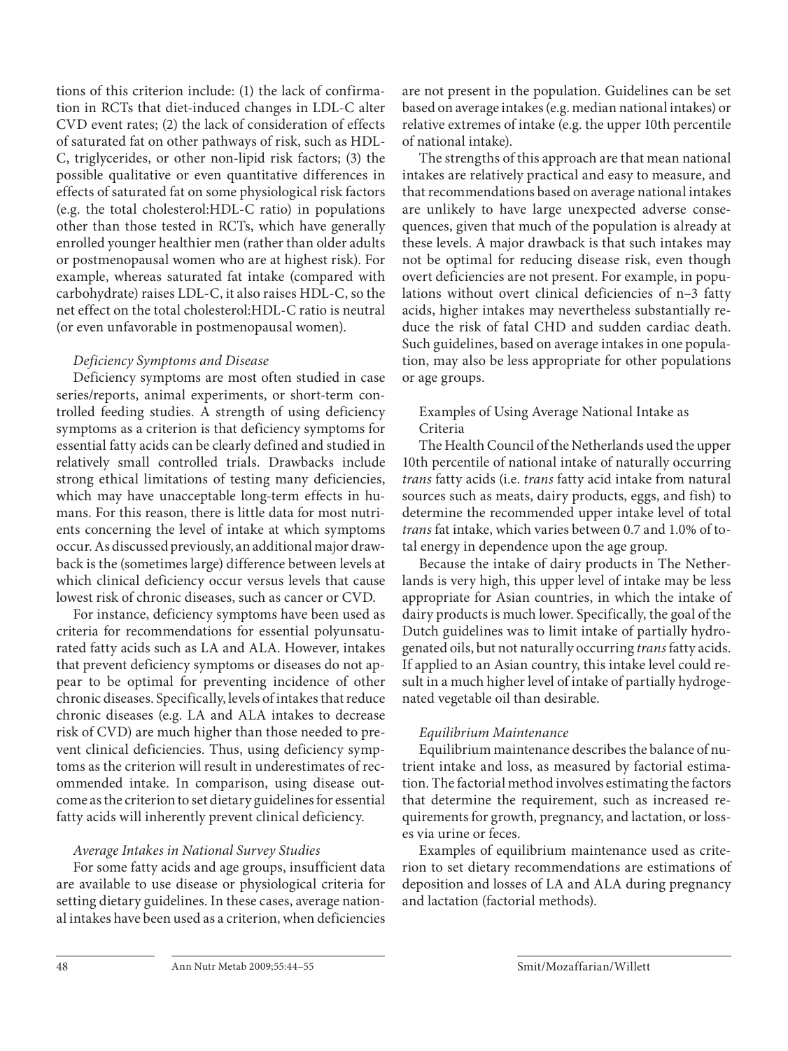tions of this criterion include: (1) the lack of confirmation in RCTs that diet-induced changes in LDL-C alter CVD event rates; (2) the lack of consideration of effects of saturated fat on other pathways of risk, such as HDL-C, triglycerides, or other non-lipid risk factors; (3) the possible qualitative or even quantitative differences in effects of saturated fat on some physiological risk factors (e.g. the total cholesterol:HDL-C ratio) in populations other than those tested in RCTs, which have generally enrolled younger healthier men (rather than older adults or postmenopausal women who are at highest risk). For example, whereas saturated fat intake (compared with carbohydrate) raises LDL-C, it also raises HDL-C, so the net effect on the total cholesterol:HDL-C ratio is neutral (or even unfavorable in postmenopausal women).

*Deficiency Symptoms and Disease*

Deficiency symptoms are most often studied in case series/reports, animal experiments, or short-term controlled feeding studies. A strength of using deficiency symptoms as a criterion is that deficiency symptoms for essential fatty acids can be clearly defined and studied in relatively small controlled trials. Drawbacks include strong ethical limitations of testing many deficiencies, which may have unacceptable long-term effects in humans. For this reason, there is little data for most nutrients concerning the level of intake at which symptoms occur. As discussed previously, an additional major drawback is the (sometimes large) difference between levels at which clinical deficiency occur versus levels that cause lowest risk of chronic diseases, such as cancer or CVD.

For instance, deficiency symptoms have been used as criteria for recommendations for essential polyunsaturated fatty acids such as LA and ALA. However, intakes that prevent deficiency symptoms or diseases do not appear to be optimal for preventing incidence of other chronic diseases. Specifically, levels of intakes that reduce chronic diseases (e.g. LA and ALA intakes to decrease risk of CVD) are much higher than those needed to prevent clinical deficiencies. Thus, using deficiency symptoms as the criterion will result in underestimates of recommended intake. In comparison, using disease outcome as the criterion to set dietary guidelines for essential fatty acids will inherently prevent clinical deficiency.

*Average Intakes in National Survey Studies*

For some fatty acids and age groups, insufficient data are available to use disease or physiological criteria for setting dietary guidelines. In these cases, average national intakes have been used as a criterion, when deficiencies are not present in the population. Guidelines can be set based on average intakes (e.g. median national intakes) or relative extremes of intake (e.g. the upper 10th percentile of national intake).

The strengths of this approach are that mean national intakes are relatively practical and easy to measure, and that recommendations based on average national intakes are unlikely to have large unexpected adverse consequences, given that much of the population is already at these levels. A major drawback is that such intakes may not be optimal for reducing disease risk, even though overt deficiencies are not present. For example, in populations without overt clinical deficiencies of n–3 fatty acids, higher intakes may nevertheless substantially reduce the risk of fatal CHD and sudden cardiac death. Such guidelines, based on average intakes in one population, may also be less appropriate for other populations or age groups.

Examples of Using Average National Intake as Criteria

The Health Council of the Netherlands used the upper 10th percentile of national intake of naturally occurring *trans* fatty acids (i.e. *trans* fatty acid intake from natural sources such as meats, dairy products, eggs, and fish) to determine the recommended upper intake level of total *trans* fat intake, which varies between 0.7 and 1.0% of total energy in dependence upon the age group.

Because the intake of dairy products in The Netherlands is very high, this upper level of intake may be less appropriate for Asian countries, in which the intake of dairy products is much lower. Specifically, the goal of the Dutch guidelines was to limit intake of partially hydrogenated oils, but not naturally occurring *trans* fatty acids. If applied to an Asian country, this intake level could result in a much higher level of intake of partially hydrogenated vegetable oil than desirable.

*Equilibrium Maintenance*

Equilibrium maintenance describes the balance of nutrient intake and loss, as measured by factorial estimation. The factorial method involves estimating the factors that determine the requirement, such as increased requirements for growth, pregnancy, and lactation, or losses via urine or feces.

Examples of equilibrium maintenance used as criterion to set dietary recommendations are estimations of deposition and losses of LA and ALA during pregnancy and lactation (factorial methods).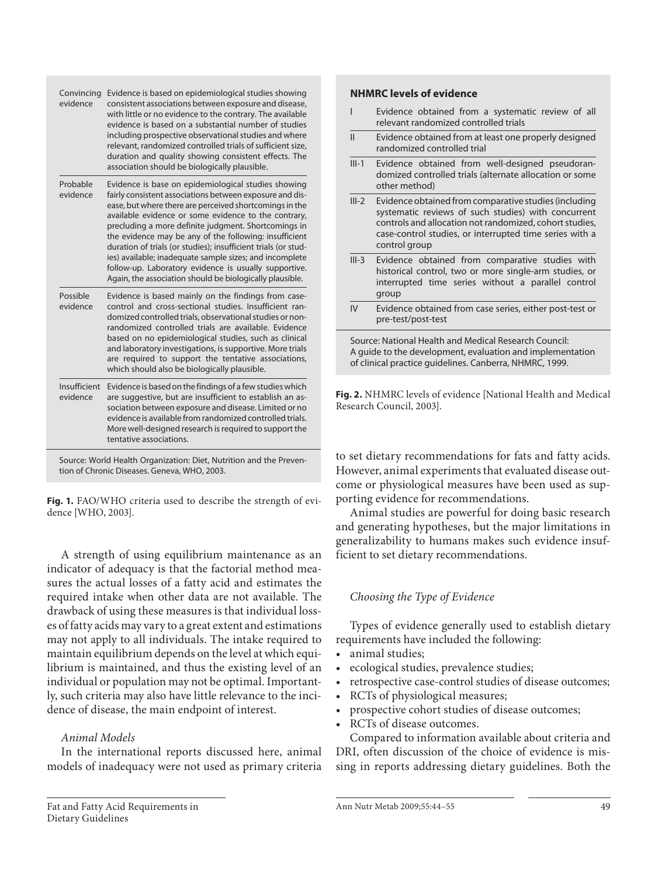| | |
|---|---|
| Convincing evidence | Evidence is based on epidemiological studies showing consistent associations between exposure and disease, with little or no evidence to the contrary. The available evidence is based on a substantial number of studies including prospective observational studies and where relevant, randomized controlled trials of sufficient size, duration and quality showing consistent effects. The association should be biologically plausible. |
| Probable evidence | Evidence is base on epidemiological studies showing fairly consistent associations between exposure and disease, but where there are perceived shortcomings in the available evidence or some evidence to the contrary, precluding a more definite judgment. Shortcomings in the evidence may be any of the following: insufficient duration of trials (or studies); insufficient trials (or studies) available; inadequate sample sizes; and incomplete follow-up. Laboratory evidence is usually supportive. Again, the association should be biologically plausible. |
| Possible evidence | Evidence is based mainly on the findings from case-control and cross-sectional studies. Insufficient randomized controlled trials, observational studies or non-randomized controlled trials are available. Evidence based on no epidemiological studies, such as clinical and laboratory investigations, is supportive. More trials are required to support the tentative associations, which should also be biologically plausible. |
| Insufficient evidence | Evidence is based on the findings of a few studies which are suggestive, but are insufficient to establish an association between exposure and disease. Limited or no evidence is available from randomized controlled trials. More well-designed research is required to support the tentative associations. |

Source: World Health Organization: Diet, Nutrition and the Prevention of Chronic Diseases. Geneva, WHO, 2003.

**Fig. 1.** FAO/WHO criteria used to describe the strength of evidence [WHO, 2003].

A strength of using equilibrium maintenance as an indicator of adequacy is that the factorial method measures the actual losses of a fatty acid and estimates the required intake when other data are not available. The drawback of using these measures is that individual losses of fatty acids may vary to a great extent and estimations may not apply to all individuals. The intake required to maintain equilibrium depends on the level at which equilibrium is maintained, and thus the existing level of an individual or population may not be optimal. Importantly, such criteria may also have little relevance to the incidence of disease, the main endpoint of interest.

*Animal Models*

In the international reports discussed here, animal models of inadequacy were not used as primary criteria to set dietary recommendations for fats and fatty acids. However, animal experiments that evaluated disease outcome or physiological measures have been used as supporting evidence for recommendations.

Animal studies are powerful for doing basic research and generating hypotheses, but the major limitations in generalizability to humans makes such evidence insufficient to set dietary recommendations.

**NHMRC levels of evidence**

| | |
|---|---|
| I | Evidence obtained from a systematic review of all relevant randomized controlled trials |
| II | Evidence obtained from at least one properly designed randomized controlled trial |
| III-1 | Evidence obtained from well-designed pseudorandomized controlled trials (alternate allocation or some other method) |
| III-2 | Evidence obtained from comparative studies (including systematic reviews of such studies) with concurrent controls and allocation not randomized, cohort studies, case-control studies, or interrupted time series with a control group |
| III-3 | Evidence obtained from comparative studies with historical control, two or more single-arm studies, or interrupted time series without a parallel control group |
| IV | Evidence obtained from case series, either post-test or pre-test/post-test |

Source: National Health and Medical Research Council: A guide to the development, evaluation and implementation of clinical practice guidelines. Canberra, NHMRC, 1999.

**Fig. 2.** NHMRC levels of evidence [National Health and Medical Research Council, 2003].

*Choosing the Type of Evidence*

Types of evidence generally used to establish dietary requirements have included the following:

- animal studies;
- ecological studies, prevalence studies;
- retrospective case-control studies of disease outcomes;
- RCTs of physiological measures;
- prospective cohort studies of disease outcomes;
- RCTs of disease outcomes.

Compared to information available about criteria and DRI, often discussion of the choice of evidence is missing in reports addressing dietary guidelines. Both the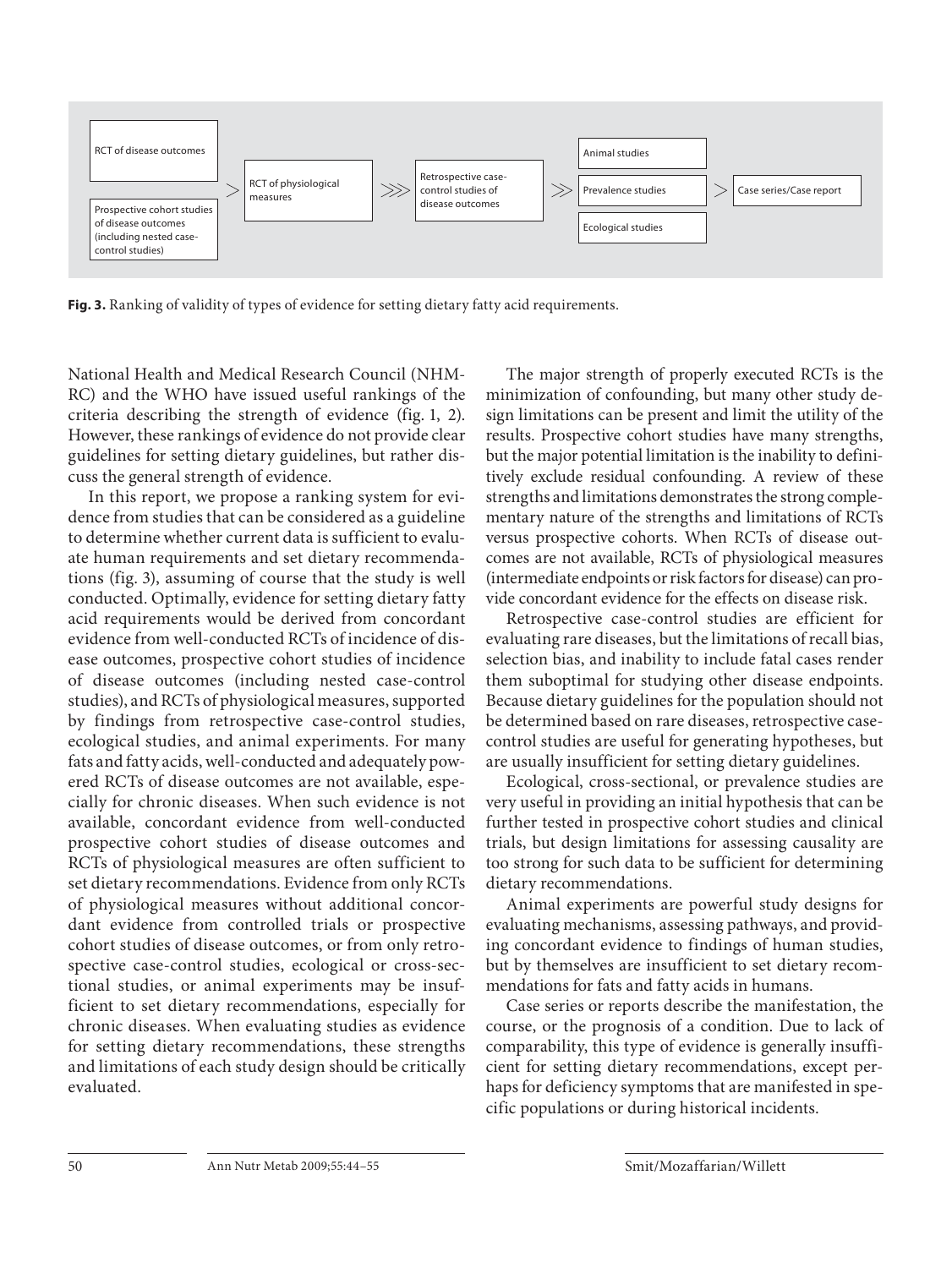RCT of disease outcomes

Prospective cohort studies of disease outcomes (including nested case-control studies)

> RCT of physiological measures >>> Retrospective case-control studies of disease outcomes >> Animal studies / Prevalence studies / Ecological studies > Case series/Case report

**Fig. 3.** Ranking of validity of types of evidence for setting dietary fatty acid requirements.

National Health and Medical Research Council (NHMRC) and the WHO have issued useful rankings of the criteria describing the strength of evidence (fig. 1, 2). However, these rankings of evidence do not provide clear guidelines for setting dietary guidelines, but rather discuss the general strength of evidence.

In this report, we propose a ranking system for evidence from studies that can be considered as a guideline to determine whether current data is sufficient to evaluate human requirements and set dietary recommendations (fig. 3), assuming of course that the study is well conducted. Optimally, evidence for setting dietary fatty acid requirements would be derived from concordant evidence from well-conducted RCTs of incidence of disease outcomes, prospective cohort studies of incidence of disease outcomes (including nested case-control studies), and RCTs of physiological measures, supported by findings from retrospective case-control studies, ecological studies, and animal experiments. For many fats and fatty acids, well-conducted and adequately powered RCTs of disease outcomes are not available, especially for chronic diseases. When such evidence is not available, concordant evidence from well-conducted prospective cohort studies of disease outcomes and RCTs of physiological measures are often sufficient to set dietary recommendations. Evidence from only RCTs of physiological measures without additional concordant evidence from controlled trials or prospective cohort studies of disease outcomes, or from only retrospective case-control studies, ecological or cross-sectional studies, or animal experiments may be insufficient to set dietary recommendations, especially for chronic diseases. When evaluating studies as evidence for setting dietary recommendations, these strengths and limitations of each study design should be critically evaluated.

The major strength of properly executed RCTs is the minimization of confounding, but many other study design limitations can be present and limit the utility of the results. Prospective cohort studies have many strengths, but the major potential limitation is the inability to definitively exclude residual confounding. A review of these strengths and limitations demonstrates the strong complementary nature of the strengths and limitations of RCTs versus prospective cohorts. When RCTs of disease outcomes are not available, RCTs of physiological measures (intermediate endpoints or risk factors for disease) can provide concordant evidence for the effects on disease risk.

Retrospective case-control studies are efficient for evaluating rare diseases, but the limitations of recall bias, selection bias, and inability to include fatal cases render them suboptimal for studying other disease endpoints. Because dietary guidelines for the population should not be determined based on rare diseases, retrospective case-control studies are useful for generating hypotheses, but are usually insufficient for setting dietary guidelines.

Ecological, cross-sectional, or prevalence studies are very useful in providing an initial hypothesis that can be further tested in prospective cohort studies and clinical trials, but design limitations for assessing causality are too strong for such data to be sufficient for determining dietary recommendations.

Animal experiments are powerful study designs for evaluating mechanisms, assessing pathways, and providing concordant evidence to findings of human studies, but by themselves are insufficient to set dietary recommendations for fats and fatty acids in humans.

Case series or reports describe the manifestation, the course, or the prognosis of a condition. Due to lack of comparability, this type of evidence is generally insufficient for setting dietary recommendations, except perhaps for deficiency symptoms that are manifested in specific populations or during historical incidents.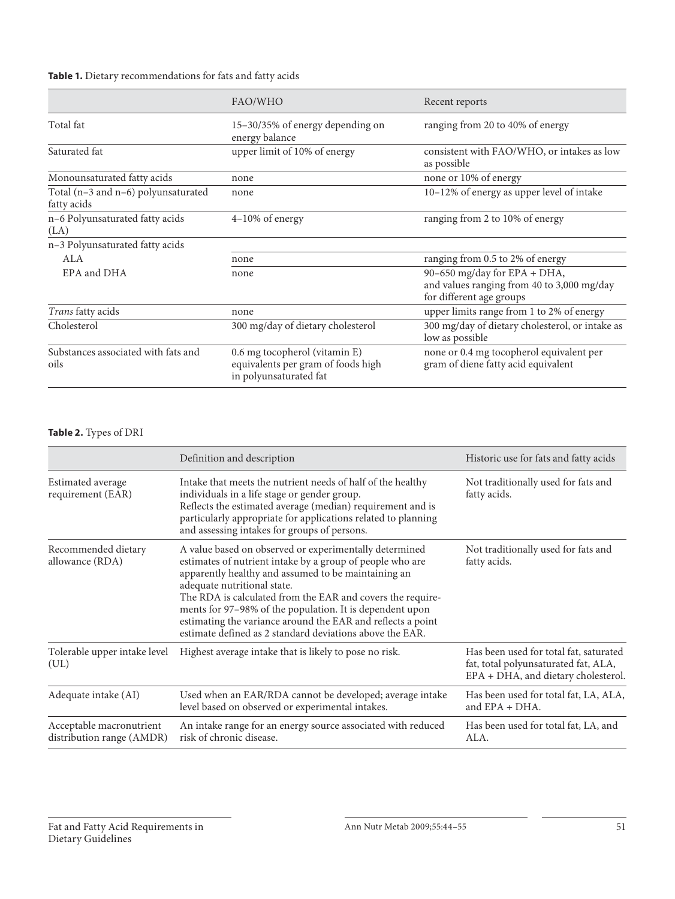**Table 1.** Dietary recommendations for fats and fatty acids

| | FAO/WHO | Recent reports |
|---|---|---|
| Total fat | 15–30/35% of energy depending on energy balance | ranging from 20 to 40% of energy |
| Saturated fat | upper limit of 10% of energy | consistent with FAO/WHO, or intakes as low as possible |
| Monounsaturated fatty acids | none | none or 10% of energy |
| Total (n–3 and n–6) polyunsaturated fatty acids | none | 10–12% of energy as upper level of intake |
| n–6 Polyunsaturated fatty acids (LA) | 4–10% of energy | ranging from 2 to 10% of energy |
| n–3 Polyunsaturated fatty acids | | |
| ALA | none | ranging from 0.5 to 2% of energy |
| EPA and DHA | none | 90–650 mg/day for EPA + DHA, and values ranging from 40 to 3,000 mg/day for different age groups |
| *Trans* fatty acids | none | upper limits range from 1 to 2% of energy |
| Cholesterol | 300 mg/day of dietary cholesterol | 300 mg/day of dietary cholesterol, or intake as low as possible |
| Substances associated with fats and oils | 0.6 mg tocopherol (vitamin E) equivalents per gram of foods high in polyunsaturated fat | none or 0.4 mg tocopherol equivalent per gram of diene fatty acid equivalent |

**Table 2.** Types of DRI

| | Definition and description | Historic use for fats and fatty acids |
|---|---|---|
| Estimated average requirement (EAR) | Intake that meets the nutrient needs of half of the healthy individuals in a life stage or gender group. Reflects the estimated average (median) requirement and is particularly appropriate for applications related to planning and assessing intakes for groups of persons. | Not traditionally used for fats and fatty acids. |
| Recommended dietary allowance (RDA) | A value based on observed or experimentally determined estimates of nutrient intake by a group of people who are apparently healthy and assumed to be maintaining an adequate nutritional state. The RDA is calculated from the EAR and covers the requirements for 97–98% of the population. It is dependent upon estimating the variance around the EAR and reflects a point estimate defined as 2 standard deviations above the EAR. | Not traditionally used for fats and fatty acids. |
| Tolerable upper intake level (UL) | Highest average intake that is likely to pose no risk. | Has been used for total fat, saturated fat, total polyunsaturated fat, ALA, EPA + DHA, and dietary cholesterol. |
| Adequate intake (AI) | Used when an EAR/RDA cannot be developed; average intake level based on observed or experimental intakes. | Has been used for total fat, LA, ALA, and EPA + DHA. |
| Acceptable macronutrient distribution range (AMDR) | An intake range for an energy source associated with reduced risk of chronic disease. | Has been used for total fat, LA, and ALA. |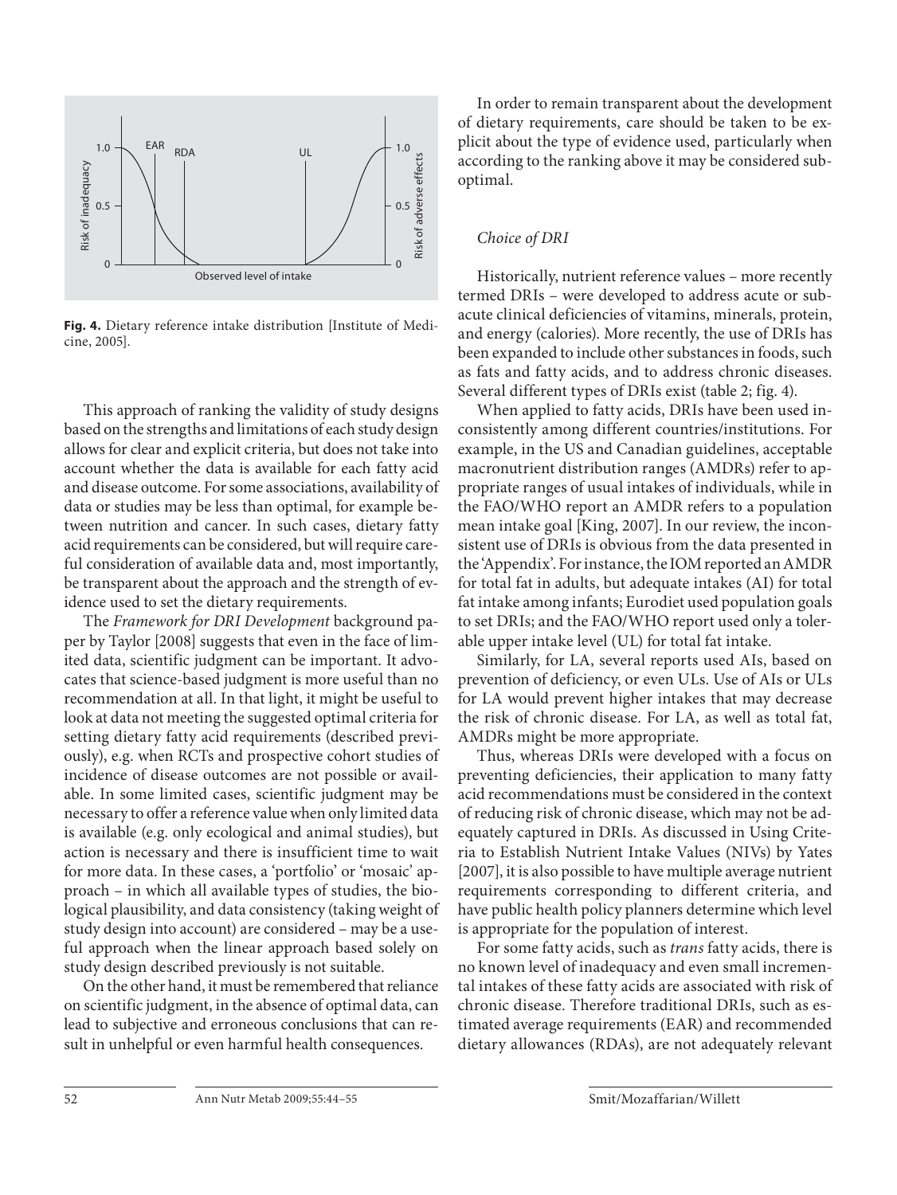1.0
EAR
RDA
UL
1.0
Risk of inadequacy
0.5
0.5
Risk of adverse effects
0
0
Observed level of intake

**Fig. 4.** Dietary reference intake distribution [Institute of Medicine, 2005].

This approach of ranking the validity of study designs based on the strengths and limitations of each study design allows for clear and explicit criteria, but does not take into account whether the data is available for each fatty acid and disease outcome. For some associations, availability of data or studies may be less than optimal, for example between nutrition and cancer. In such cases, dietary fatty acid requirements can be considered, but will require careful consideration of available data and, most importantly, be transparent about the approach and the strength of evidence used to set the dietary requirements.

The *Framework for DRI Development* background paper by Taylor [2008] suggests that even in the face of limited data, scientific judgment can be important. It advocates that science-based judgment is more useful than no recommendation at all. In that light, it might be useful to look at data not meeting the suggested optimal criteria for setting dietary fatty acid requirements (described previously), e.g. when RCTs and prospective cohort studies of incidence of disease outcomes are not possible or available. In some limited cases, scientific judgment may be necessary to offer a reference value when only limited data is available (e.g. only ecological and animal studies), but action is necessary and there is insufficient time to wait for more data. In these cases, a 'portfolio' or 'mosaic' approach – in which all available types of studies, the biological plausibility, and data consistency (taking weight of study design into account) are considered – may be a useful approach when the linear approach based solely on study design described previously is not suitable.

On the other hand, it must be remembered that reliance on scientific judgment, in the absence of optimal data, can lead to subjective and erroneous conclusions that can result in unhelpful or even harmful health consequences.

In order to remain transparent about the development of dietary requirements, care should be taken to be explicit about the type of evidence used, particularly when according to the ranking above it may be considered suboptimal.

### *Choice of DRI*

Historically, nutrient reference values – more recently termed DRIs – were developed to address acute or subacute clinical deficiencies of vitamins, minerals, protein, and energy (calories). More recently, the use of DRIs has been expanded to include other substances in foods, such as fats and fatty acids, and to address chronic diseases. Several different types of DRIs exist (table 2; fig. 4).

When applied to fatty acids, DRIs have been used inconsistently among different countries/institutions. For example, in the US and Canadian guidelines, acceptable macronutrient distribution ranges (AMDRs) refer to appropriate ranges of usual intakes of individuals, while in the FAO/WHO report an AMDR refers to a population mean intake goal [King, 2007]. In our review, the inconsistent use of DRIs is obvious from the data presented in the 'Appendix'. For instance, the IOM reported an AMDR for total fat in adults, but adequate intakes (AI) for total fat intake among infants; Eurodiet used population goals to set DRIs; and the FAO/WHO report used only a tolerable upper intake level (UL) for total fat intake.

Similarly, for LA, several reports used AIs, based on prevention of deficiency, or even ULs. Use of AIs or ULs for LA would prevent higher intakes that may decrease the risk of chronic disease. For LA, as well as total fat, AMDRs might be more appropriate.

Thus, whereas DRIs were developed with a focus on preventing deficiencies, their application to many fatty acid recommendations must be considered in the context of reducing risk of chronic disease, which may not be adequately captured in DRIs. As discussed in Using Criteria to Establish Nutrient Intake Values (NIVs) by Yates [2007], it is also possible to have multiple average nutrient requirements corresponding to different criteria, and have public health policy planners determine which level is appropriate for the population of interest.

For some fatty acids, such as *trans* fatty acids, there is no known level of inadequacy and even small incremental intakes of these fatty acids are associated with risk of chronic disease. Therefore traditional DRIs, such as estimated average requirements (EAR) and recommended dietary allowances (RDAs), are not adequately relevant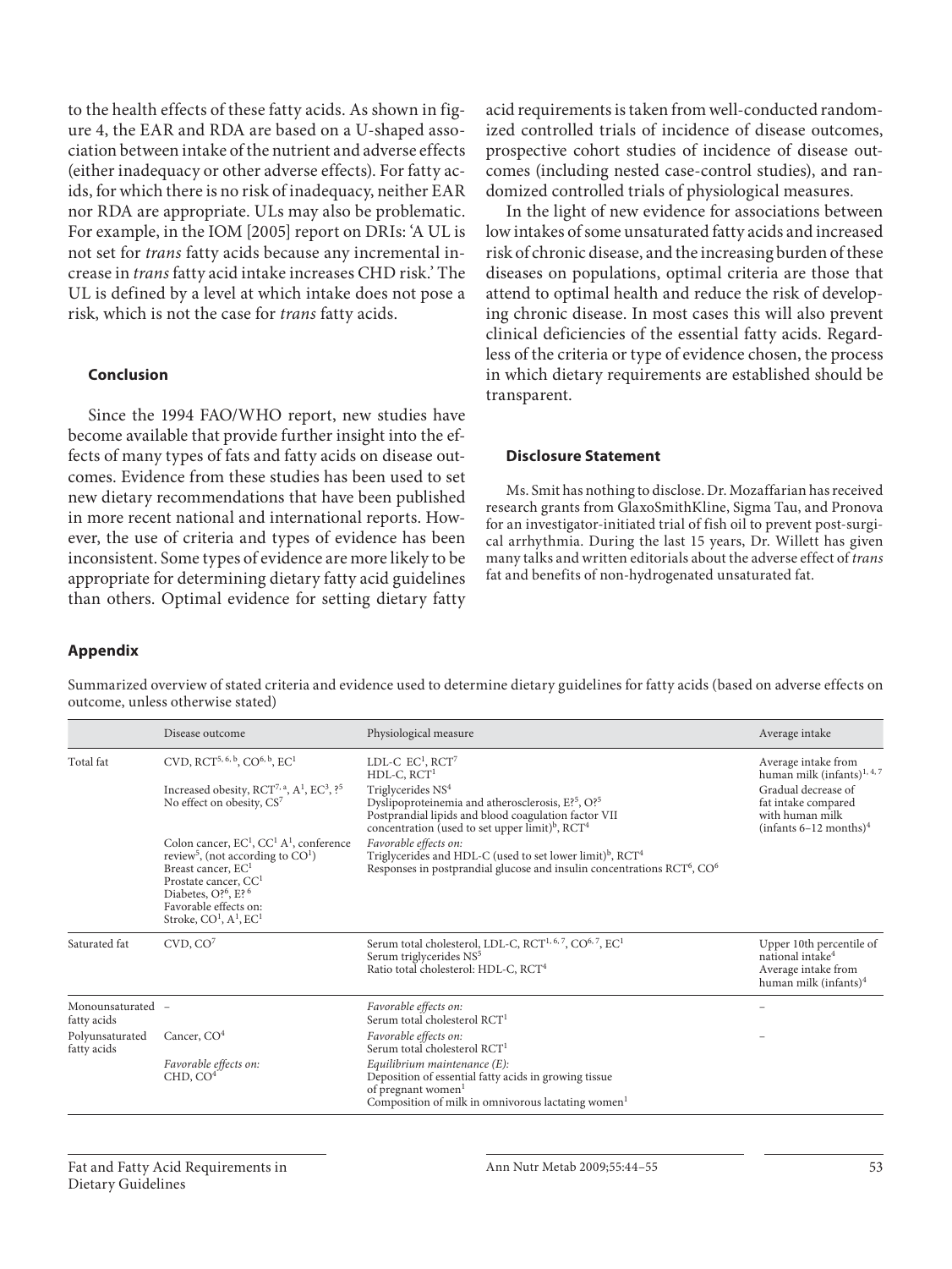to the health effects of these fatty acids. As shown in figure 4, the EAR and RDA are based on a U-shaped association between intake of the nutrient and adverse effects (either inadequacy or other adverse effects). For fatty acids, for which there is no risk of inadequacy, neither EAR nor RDA are appropriate. ULs may also be problematic. For example, in the IOM [2005] report on DRIs: 'A UL is not set for *trans* fatty acids because any incremental increase in *trans* fatty acid intake increases CHD risk.' The UL is defined by a level at which intake does not pose a risk, which is not the case for *trans* fatty acids.

## Conclusion

Since the 1994 FAO/WHO report, new studies have become available that provide further insight into the effects of many types of fats and fatty acids on disease outcomes. Evidence from these studies has been used to set new dietary recommendations that have been published in more recent national and international reports. However, the use of criteria and types of evidence has been inconsistent. Some types of evidence are more likely to be appropriate for determining dietary fatty acid guidelines than others. Optimal evidence for setting dietary fatty acid requirements is taken from well-conducted randomized controlled trials of incidence of disease outcomes, prospective cohort studies of incidence of disease outcomes (including nested case-control studies), and randomized controlled trials of physiological measures.

In the light of new evidence for associations between low intakes of some unsaturated fatty acids and increased risk of chronic disease, and the increasing burden of these diseases on populations, optimal criteria are those that attend to optimal health and reduce the risk of developing chronic disease. In most cases this will also prevent clinical deficiencies of the essential fatty acids. Regardless of the criteria or type of evidence chosen, the process in which dietary requirements are established should be transparent.

## Disclosure Statement

Ms. Smit has nothing to disclose. Dr. Mozaffarian has received research grants from GlaxoSmithKline, Sigma Tau, and Pronova for an investigator-initiated trial of fish oil to prevent post-surgical arrhythmia. During the last 15 years, Dr. Willett has given many talks and written editorials about the adverse effect of *trans* fat and benefits of non-hydrogenated unsaturated fat.

## Appendix

Summarized overview of stated criteria and evidence used to determine dietary guidelines for fatty acids (based on adverse effects on outcome, unless otherwise stated)

| | Disease outcome | Physiological measure | Average intake |
|---|---|---|---|
| Total fat | CVD, RCT[5, 6, b], CO[6, b], EC[1] | LDL-C EC[1], RCT[7]<br>HDL-C, RCT[1] | Average intake from human milk (infants)[1, 4, 7] |
| | Increased obesity, RCT[7, a], A[1], EC[3], ?[5]<br>No effect on obesity, CS[7] | Triglycerides NS[4]<br>Dyslipoproteinemia and atherosclerosis, E?[5], O?[5]<br>Postprandial lipids and blood coagulation factor VII concentration (used to set upper limit)[b], RCT[4] | Gradual decrease of fat intake compared with human milk (infants 6–12 months)[4] |
| | Colon cancer, EC[1], CC[1] A[1], conference review[5], (not according to CO[1])<br>Breast cancer, EC[1]<br>Prostate cancer, CC[1]<br>Diabetes, O?[6], E?[6]<br>Favorable effects on:<br>Stroke, CO[1], A[1], EC[1] | *Favorable effects on:*<br>Triglycerides and HDL-C (used to set lower limit)[b], RCT[4]<br>Responses in postprandial glucose and insulin concentrations RCT[6], CO[6] | |
| Saturated fat | CVD, CO[7] | Serum total cholesterol, LDL-C, RCT[1, 6, 7], CO[6, 7], EC[1]<br>Serum triglycerides NS[5]<br>Ratio total cholesterol: HDL-C, RCT[4] | Upper 10th percentile of national intake[4]<br>Average intake from human milk (infants)[4] |
| Monounsaturated fatty acids | – | *Favorable effects on:*<br>Serum total cholesterol RCT[1] | – |
| Polyunsaturated fatty acids | Cancer, CO[4] | *Favorable effects on:*<br>Serum total cholesterol RCT[1] | – |
| | *Favorable effects on:*<br>CHD, CO[4] | *Equilibrium maintenance (E):*<br>Deposition of essential fatty acids in growing tissue of pregnant women[1]<br>Composition of milk in omnivorous lactating women[1] | |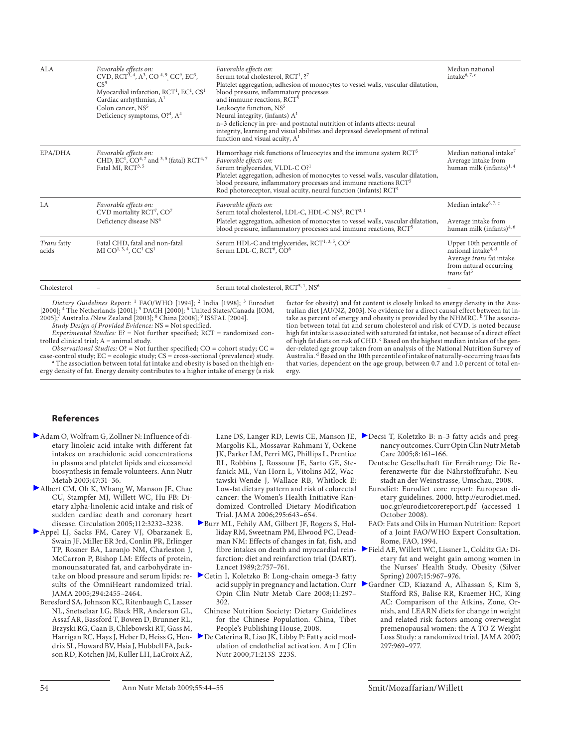| | | | |
|---|---|---|---|
| ALA | *Favorable effects on:* CVD, RCT[3, 4], A[3], CO [4, 9], CC[9], EC[3], CS[9] Myocardial infarction, RCT[1], EC[1], CS[1] Cardiac arrhythmias, A[1] Colon cancer, NS[5] Deficiency symptoms, O?[4], A[4] | *Favorable effects on:* Serum total cholesterol, RCT[1], ?[7] Platelet aggregation, adhesion of monocytes to vessel walls, vascular dilatation, blood pressure, inflammatory processes and immune reactions, RCT[5] Leukocyte function, NS[5] Neural integrity, (infants) A[1] n–3 deficiency in pre- and postnatal nutrition of infants affects: neural integrity, learning and visual abilities and depressed development of retinal function and visual acuity, A[1] | Median national intake[6, 7, c] |
| EPA/DHA | *Favorable effects on:* CHD, EC[1], CO[4, 7] and [3, 5] (fatal) RCT[4, 7] Fatal MI, RCT[3, 5] | Hemorrhage risk functions of leucocytes and the immune system RCT[5] *Favorable effects on:* Serum triglycerides, VLDL-C O?[1] Platelet aggregation, adhesion of monocytes to vessel walls, vascular dilatation, blood pressure, inflammatory processes and immune reactions RCT[5] Rod photoreceptor, visual acuity, neural function (infants) RCT[1] | Median national intake[7] Average intake from human milk (infants)[1, 4] |
| LA | *Favorable effects on:* CVD mortality RCT[7], CO[7] Deficiency disease NS[4] | *Favorable effects on:* Serum total cholesterol, LDL-C, HDL-C NS[5], RCT[3, 1] Platelet aggregation, adhesion of monocytes to vessel walls, vascular dilatation, blood pressure, inflammatory processes and immune reactions, RCT[5] | Median intake[6, 7, c] Average intake from human milk (infants)[4, 6] |
| *Trans* fatty acids | Fatal CHD, fatal and non-fatal MI CO[1, 3, 4], CC[1] CS[1] | Serum HDL-C and triglycerides, RCT[1, 3, 5], CO[5] Serum LDL-C, RCT[6], CO[6] | Upper 10th percentile of national intake[4, d] Average *trans* fat intake from natural occurring *trans* fat[5] |
| Cholesterol | – | Serum total cholesterol, RCT[5, 1], NS[6] | – |

*Dietary Guidelines Report:* [1] FAO/WHO [1994]; [2] India [1998]; [3] Eurodiet [2000]; [4] The Netherlands [2001]; [5] DACH [2000]; [6] United States/Canada [IOM, 2005];[7] Australia /New Zealand [2003]; [8] China [2008]; [9] ISSFAL [2004].

*Study Design of Provided Evidence:* NS = Not specified.

*Experimental Studies:* E? = Not further specified; RCT = randomized controlled clinical trial; A = animal study.

*Observational Studies:* O? = Not further specified; CO = cohort study; CC = case-control study; EC = ecologic study; CS = cross-sectional (prevalence) study.

[a] The association between total fat intake and obesity is based on the high energy density of fat. Energy density contributes to a higher intake of energy (a risk factor for obesity) and fat content is closely linked to energy density in the Australian diet [AU/NZ, 2003]. No evidence for a direct causal effect between fat intake as percent of energy and obesity is provided by the NHMRC. [b] The association between total fat and serum cholesterol and risk of CVD, is noted because high fat intake is associated with saturated fat intake, not because of a direct effect of high fat diets on risk of CHD. [c] Based on the highest median intakes of the gender-related age group taken from an analysis of the National Nutrition Survey of Australia. [d] Based on the 10th percentile of intake of naturally-occurring *trans* fats that varies, dependent on the age group, between 0.7 and 1.0 percent of total energy.

## References

- Adam O, Wolfram G, Zollner N: Influence of dietary linoleic acid intake with different fat intakes on arachidonic acid concentrations in plasma and platelet lipids and eicosanoid biosynthesis in female volunteers. Ann Nutr Metab 2003;47:31–36.
- Albert CM, Oh K, Whang W, Manson JE, Chae CU, Stampfer MJ, Willett WC, Hu FB: Dietary alpha-linolenic acid intake and risk of sudden cardiac death and coronary heart disease. Circulation 2005;112:3232–3238.
- Appel LJ, Sacks FM, Carey VJ, Obarzanek E, Swain JF, Miller ER 3rd, Conlin PR, Erlinger TP, Rosner BA, Laranjo NM, Charleston J, McCarron P, Bishop LM: Effects of protein, monounsaturated fat, and carbohydrate intake on blood pressure and serum lipids: results of the OmniHeart randomized trial. JAMA 2005;294:2455–2464.
- Beresford SA, Johnson KC, Ritenbaugh C, Lasser NL, Snetselaar LG, Black HR, Anderson GL, Assaf AR, Bassford T, Bowen D, Brunner RL, Brzyski RG, Caan B, Chlebowski RT, Gass M, Harrigan RC, Hays J, Heber D, Heiss G, Hendrix SL, Howard BV, Hsia J, Hubbell FA, Jackson RD, Kotchen JM, Kuller LH, LaCroix AZ, Lane DS, Langer RD, Lewis CE, Manson JE, Margolis KL, Mossavar-Rahmani Y, Ockene JK, Parker LM, Perri MG, Phillips L, Prentice RL, Robbins J, Rossouw JE, Sarto GE, Stefanick ML, Van Horn L, Vitolins MZ, Wactawski-Wende J, Wallace RB, Whitlock E: Low-fat dietary pattern and risk of colorectal cancer: the Women's Health Initiative Randomized Controlled Dietary Modification Trial. JAMA 2006;295:643–654.
- Burr ML, Fehily AM, Gilbert JF, Rogers S, Holliday RM, Sweetnam PM, Elwood PC, Deadman NM: Effects of changes in fat, fish, and fibre intakes on death and myocardial reinfarction: diet and reinfarction trial (DART). Lancet 1989;2:757–761.
- Cetin I, Koletzko B: Long-chain omega-3 fatty acid supply in pregnancy and lactation. Curr Opin Clin Nutr Metab Care 2008;11:297–302.
- Chinese Nutrition Society: Dietary Guidelines for the Chinese Population. China, Tibet People's Publishing House, 2008.
- De Caterina R, Liao JK, Libby P: Fatty acid modulation of endothelial activation. Am J Clin Nutr 2000;71:213S–223S.
- Decsi T, Koletzko B: n–3 fatty acids and pregnancy outcomes. Curr Opin Clin Nutr Metab Care 2005;8:161–166.
- Deutsche Gesellschaft für Ernährung: Die Referenzwerte für die Nährstoffzufuhr. Neustadt an der Weinstrasse, Umschau, 2008.
- Eurodiet: Eurodiet core report: European dietary guidelines. 2000. http://eurodiet.med.uoc.gr/eurodietcorereport.pdf (accessed 1 October 2008).
- FAO: Fats and Oils in Human Nutrition: Report of a Joint FAO/WHO Expert Consultation. Rome, FAO, 1994.
- Field AE, Willett WC, Lissner L, Colditz GA: Dietary fat and weight gain among women in the Nurses' Health Study. Obesity (Silver Spring) 2007;15:967–976.
- Gardner CD, Kiazand A, Alhassan S, Kim S, Stafford RS, Balise RR, Kraemer HC, King AC: Comparison of the Atkins, Zone, Ornish, and LEARN diets for change in weight and related risk factors among overweight premenopausal women: the A TO Z Weight Loss Study: a randomized trial. JAMA 2007;297:969–977.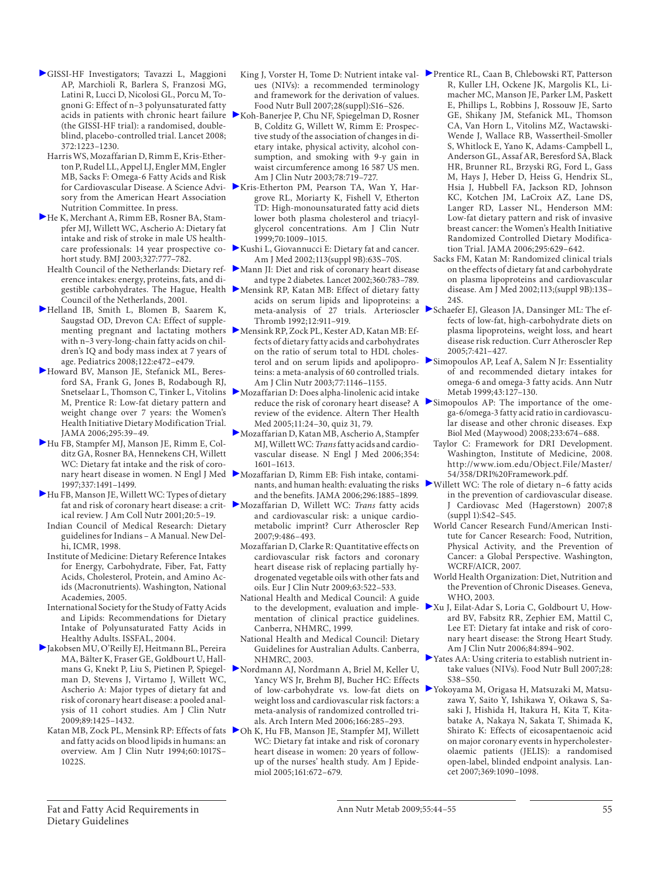GISSI-HF Investigators; Tavazzi L, Maggioni AP, Marchioli R, Barlera S, Franzosi MG, Latini R, Lucci D, Nicolosi GL, Porcu M, Tognoni G: Effect of n–3 polyunsaturated fatty acids in patients with chronic heart failure (the GISSI-HF trial): a randomised, double-blind, placebo-controlled trial. Lancet 2008; 372:1223–1230.

Harris WS, Mozaffarian D, Rimm E, Kris-Etherton P, Rudel LL, Appel LJ, Engler MM, Engler MB, Sacks F: Omega-6 Fatty Acids and Risk for Cardiovascular Disease. A Science Advisory from the American Heart Association Nutrition Committee. In press.

He K, Merchant A, Rimm EB, Rosner BA, Stampfer MJ, Willett WC, Ascherio A: Dietary fat intake and risk of stroke in male US healthcare professionals: 14 year prospective cohort study. BMJ 2003;327:777–782.

Health Council of the Netherlands: Dietary reference intakes: energy, proteins, fats, and digestible carbohydrates. The Hague, Health Council of the Netherlands, 2001.

Helland IB, Smith L, Blomen B, Saarem K, Saugstad OD, Drevon CA: Effect of supplementing pregnant and lactating mothers with n–3 very-long-chain fatty acids on children's IQ and body mass index at 7 years of age. Pediatrics 2008;122:e472–e479.

Howard BV, Manson JE, Stefanick ML, Beresford SA, Frank G, Jones B, Rodabough RJ, Snetselaar L, Thomson C, Tinker L, Vitolins M, Prentice R: Low-fat dietary pattern and weight change over 7 years: the Women's Health Initiative Dietary Modification Trial. JAMA 2006;295:39–49.

Hu FB, Stampfer MJ, Manson JE, Rimm E, Colditz GA, Rosner BA, Hennekens CH, Willett WC: Dietary fat intake and the risk of coronary heart disease in women. N Engl J Med 1997;337:1491–1499.

Hu FB, Manson JE, Willett WC: Types of dietary fat and risk of coronary heart disease: a critical review. J Am Coll Nutr 2001;20:5–19.

Indian Council of Medical Research: Dietary guidelines for Indians – A Manual. New Delhi, ICMR, 1998.

Institute of Medicine: Dietary Reference Intakes for Energy, Carbohydrate, Fiber, Fat, Fatty Acids, Cholesterol, Protein, and Amino Acids (Macronutrients). Washington, National Academies, 2005.

International Society for the Study of Fatty Acids and Lipids: Recommendations for Dietary Intake of Polyunsaturated Fatty Acids in Healthy Adults. ISSFAL, 2004.

Jakobsen MU, O'Reilly EJ, Heitmann BL, Pereira MA, Bälter K, Fraser GE, Goldbourt U, Hallmans G, Knekt P, Liu S, Pietinen P, Spiegelman D, Stevens J, Virtamo J, Willett WC, Ascherio A: Major types of dietary fat and risk of coronary heart disease: a pooled analysis of 11 cohort studies. Am J Clin Nutr 2009;89:1425–1432.

Katan MB, Zock PL, Mensink RP: Effects of fats and fatty acids on blood lipids in humans: an overview. Am J Clin Nutr 1994;60:1017S–1022S.

King J, Vorster H, Tome D: Nutrient intake values (NIVs): a recommended terminology and framework for the derivation of values. Food Nutr Bull 2007;28(suppl):S16–S26.

Koh-Banerjee P, Chu NF, Spiegelman D, Rosner B, Colditz G, Willett W, Rimm E: Prospective study of the association of changes in dietary intake, physical activity, alcohol consumption, and smoking with 9-y gain in waist circumference among 16 587 US men. Am J Clin Nutr 2003;78:719–727.

Kris-Etherton PM, Pearson TA, Wan Y, Hargrove RL, Moriarty K, Fishell V, Etherton TD: High-monounsaturated fatty acid diets lower both plasma cholesterol and triacylglycerol concentrations. Am J Clin Nutr 1999;70:1009–1015.

Kushi L, Giovannucci E: Dietary fat and cancer. Am J Med 2002;113(suppl 9B):63S–70S.

Mann JI: Diet and risk of coronary heart disease and type 2 diabetes. Lancet 2002;360:783–789.

Mensink RP, Katan MB: Effect of dietary fatty acids on serum lipids and lipoproteins: a meta-analysis of 27 trials. Arterioscler Thromb 1992;12:911–919.

Mensink RP, Zock PL, Kester AD, Katan MB: Effects of dietary fatty acids and carbohydrates on the ratio of serum total to HDL cholesterol and on serum lipids and apolipoproteins: a meta-analysis of 60 controlled trials. Am J Clin Nutr 2003;77:1146–1155.

Mozaffarian D: Does alpha-linolenic acid intake reduce the risk of coronary heart disease? A review of the evidence. Altern Ther Health Med 2005;11:24–30, quiz 31, 79.

Mozaffarian D, Katan MB, Ascherio A, Stampfer MJ, Willett WC: *Trans* fatty acids and cardiovascular disease. N Engl J Med 2006;354: 1601–1613.

Mozaffarian D, Rimm EB: Fish intake, contaminants, and human health: evaluating the risks and the benefits. JAMA 2006;296:1885–1899.

Mozaffarian D, Willett WC: *Trans* fatty acids and cardiovascular risk: a unique cardiometabolic imprint? Curr Atheroscler Rep 2007;9:486–493.

Mozaffarian D, Clarke R: Quantitative effects on cardiovascular risk factors and coronary heart disease risk of replacing partially hydrogenated vegetable oils with other fats and oils. Eur J Clin Nutr 2009;63:522–533.

National Health and Medical Council: A guide to the development, evaluation and implementation of clinical practice guidelines. Canberra, NHMRC, 1999.

National Health and Medical Council: Dietary Guidelines for Australian Adults. Canberra, NHMRC, 2003.

Nordmann AJ, Nordmann A, Briel M, Keller U, Yancy WS Jr, Brehm BJ, Bucher HC: Effects of low-carbohydrate vs. low-fat diets on weight loss and cardiovascular risk factors: a meta-analysis of randomized controlled trials. Arch Intern Med 2006;166:285–293.

Oh K, Hu FB, Manson JE, Stampfer MJ, Willett WC: Dietary fat intake and risk of coronary heart disease in women: 20 years of follow-up of the nurses' health study. Am J Epidemiol 2005;161:672–679.

Prentice RL, Caan B, Chlebowski RT, Patterson R, Kuller LH, Ockene JK, Margolis KL, Limacher MC, Manson JE, Parker LM, Paskett E, Phillips L, Robbins J, Rossouw JE, Sarto GE, Shikany JM, Stefanick ML, Thomson CA, Van Horn L, Vitolins MZ, Wactawski-Wende J, Wallace RB, Wassertheil-Smoller S, Whitlock E, Yano K, Adams-Campbell L, Anderson GL, Assaf AR, Beresford SA, Black HR, Brunner RL, Brzyski RG, Ford L, Gass M, Hays J, Heber D, Heiss G, Hendrix SL, Hsia J, Hubbell FA, Jackson RD, Johnson KC, Kotchen JM, LaCroix AZ, Lane DS, Langer RD, Lasser NL, Henderson MM: Low-fat dietary pattern and risk of invasive breast cancer: the Women's Health Initiative Randomized Controlled Dietary Modification Trial. JAMA 2006;295:629–642.

Sacks FM, Katan M: Randomized clinical trials on the effects of dietary fat and carbohydrate on plasma lipoproteins and cardiovascular disease. Am J Med 2002;113;(suppl 9B):13S–24S.

Schaefer EJ, Gleason JA, Dansinger ML: The effects of low-fat, high-carbohydrate diets on plasma lipoproteins, weight loss, and heart disease risk reduction. Curr Atheroscler Rep 2005;7:421–427.

Simopoulos AP, Leaf A, Salem N Jr: Essentiality of and recommended dietary intakes for omega-6 and omega-3 fatty acids. Ann Nutr Metab 1999;43:127–130.

Simopoulos AP: The importance of the omega-6/omega-3 fatty acid ratio in cardiovascular disease and other chronic diseases. Exp Biol Med (Maywood) 2008;233:674–688.

Taylor C: Framework for DRI Development. Washington, Institute of Medicine, 2008. http://www.iom.edu/Object.File/Master/54/358/DRI%20Framework.pdf.

Willett WC: The role of dietary n–6 fatty acids in the prevention of cardiovascular disease. J Cardiovasc Med (Hagerstown) 2007;8 (suppl 1):S42–S45.

World Cancer Research Fund/American Institute for Cancer Research: Food, Nutrition, Physical Activity, and the Prevention of Cancer: a Global Perspective. Washington, WCRF/AICR, 2007.

World Health Organization: Diet, Nutrition and the Prevention of Chronic Diseases. Geneva, WHO, 2003.

Xu J, Eilat-Adar S, Loria C, Goldbourt U, Howard BV, Fabsitz RR, Zephier EM, Mattil C, Lee ET: Dietary fat intake and risk of coronary heart disease: the Strong Heart Study. Am J Clin Nutr 2006;84:894–902.

Yates AA: Using criteria to establish nutrient intake values (NIVs). Food Nutr Bull 2007;28: S38–S50.

Yokoyama M, Origasa H, Matsuzaki M, Matsuzawa Y, Saito Y, Ishikawa Y, Oikawa S, Sasaki J, Hishida H, Itakura H, Kita T, Kitabatake A, Nakaya N, Sakata T, Shimada K, Shirato K: Effects of eicosapentaenoic acid on major coronary events in hypercholesterolaemic patients (JELIS): a randomised open-label, blinded endpoint analysis. Lancet 2007;369:1090–1098.